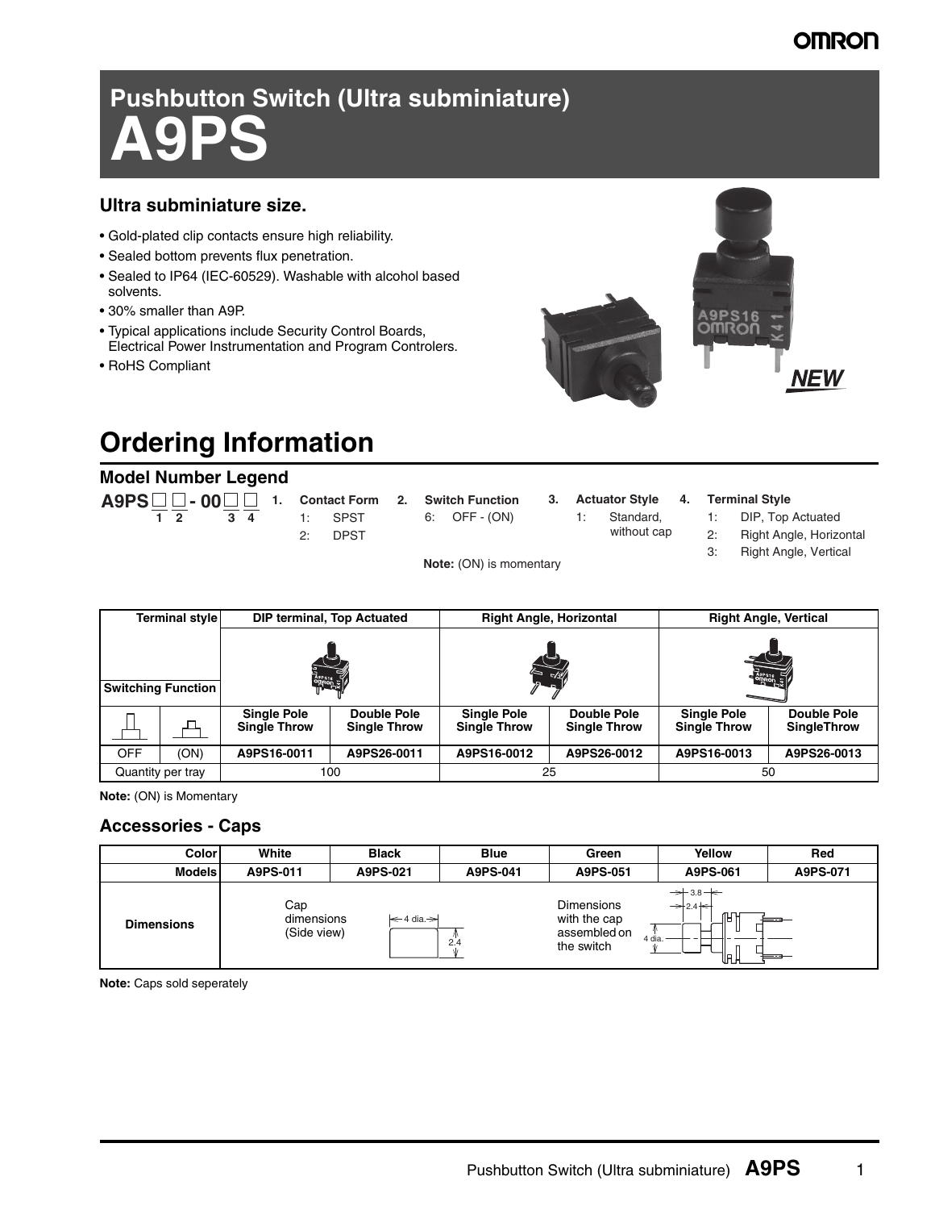# Pushbutton Switch (Ultra subminiature)
# A9PS

### Ultra subminiature size.

- Gold-plated clip contacts ensure high reliability.
- Sealed bottom prevents flux penetration.
- Sealed to IP64 (IEC-60529). Washable with alcohol based solvents.
- 30% smaller than A9P.
- Typical applications include Security Control Boards, Electrical Power Instrumentation and Program Controlers.
- RoHS Compliant

NEW

## Ordering Information

### Model Number Legend

A9PS □ □ - 00 □ □
 1 2 3 4

1. **Contact Form**
   1: SPST
   2: DPST
2. **Switch Function**
   6: OFF - (ON)
3. **Actuator Style**
   1: Standard, without cap
4. **Terminal Style**
   1: DIP, Top Actuated
   2: Right Angle, Horizontal
   3: Right Angle, Vertical

**Note:** (ON) is momentary

| Terminal style / Switching Function | | DIP terminal, Top Actuated | | Right Angle, Horizontal | | Right Angle, Vertical | |
|---|---|---|---|---|---|---|---|
| | | Single Pole Single Throw | Double Pole Single Throw | Single Pole Single Throw | Double Pole Single Throw | Single Pole Single Throw | Double Pole SingleThrow |
| OFF | (ON) | A9PS16-0011 | A9PS26-0011 | A9PS16-0012 | A9PS26-0012 | A9PS16-0013 | A9PS26-0013 |
| Quantity per tray | | 100 | | 25 | | 50 | |

**Note:** (ON) is Momentary

### Accessories - Caps

| Color | White | Black | Blue | Green | Yellow | Red |
|---|---|---|---|---|---|---|
| Models | A9PS-011 | A9PS-021 | A9PS-041 | A9PS-051 | A9PS-061 | A9PS-071 |
| Dimensions | Cap dimensions (Side view) 4 dia., 2.4 | | | Dimensions with the cap assembled on the switch 3.8, 2.4, 4 dia. | | |

**Note:** Caps sold seperately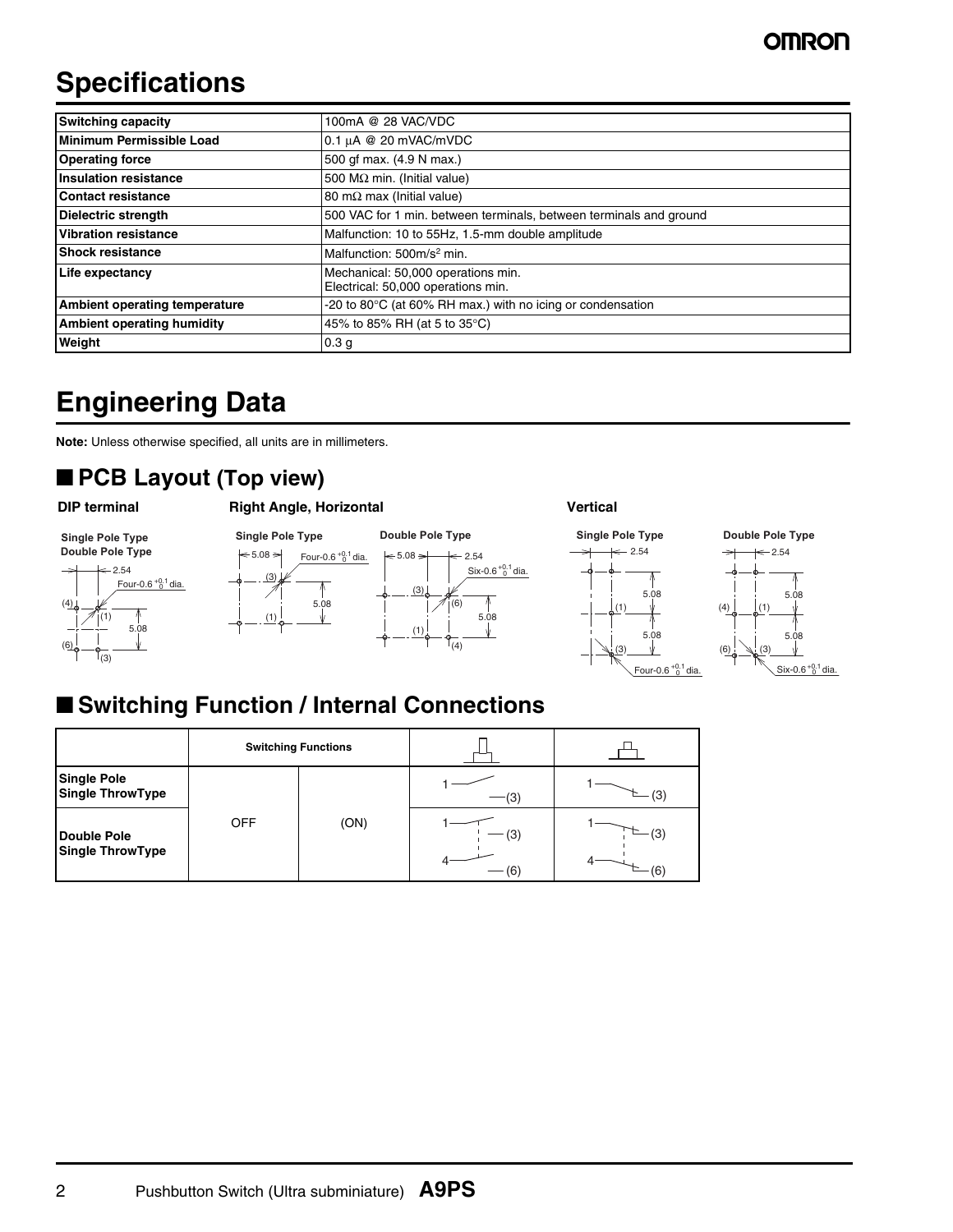# Specifications

| Switching capacity | 100mA @ 28 VAC/VDC |
|---|---|
| Minimum Permissible Load | 0.1 μA @ 20 mVAC/mVDC |
| Operating force | 500 gf max. (4.9 N max.) |
| Insulation resistance | 500 MΩ min. (Initial value) |
| Contact resistance | 80 mΩ max (Initial value) |
| Dielectric strength | 500 VAC for 1 min. between terminals, between terminals and ground |
| Vibration resistance | Malfunction: 10 to 55Hz, 1.5-mm double amplitude |
| Shock resistance | Malfunction: 500m/s$^2$ min. |
| Life expectancy | Mechanical: 50,000 operations min.<br>Electrical: 50,000 operations min. |
| Ambient operating temperature | -20 to 80°C (at 60% RH max.) with no icing or condensation |
| Ambient operating humidity | 45% to 85% RH (at 5 to 35°C) |
| Weight | 0.3 g |

# Engineering Data

**Note:** Unless otherwise specified, all units are in millimeters.

## ■ PCB Layout (Top view)

**DIP terminal**

Single Pole Type
Double Pole Type

2.54
Four-0.6 $^{+0.1}_{0}$ dia.
(4) (1) 5.08 (6) (3)

**Right Angle, Horizontal**

Single Pole Type

5.08
Four-0.6 $^{+0.1}_{0}$ dia.
(3) 5.08 (1)

Double Pole Type

5.08 2.54
Six-0.6 $^{+0.1}_{0}$ dia.
(3) (6) 5.08 (1) (4)

**Vertical**

Single Pole Type

2.54
5.08 (1) 5.08 (3)
Four-0.6 $^{+0.1}_{0}$ dia.

Double Pole Type

2.54
5.08 (4) (1) 5.08 (6) (3)
Six-0.6 $^{+0.1}_{0}$ dia.

## ■ Switching Function / Internal Connections

| | Switching Functions | | | |
|---|---|---|---|---|
| Single Pole Single ThrowType | OFF | (ON) | 1 — (3) | 1 — (3) |
| Double Pole Single ThrowType | | | 1 — (3)<br>4 — (6) | 1 — (3)<br>4 — (6) |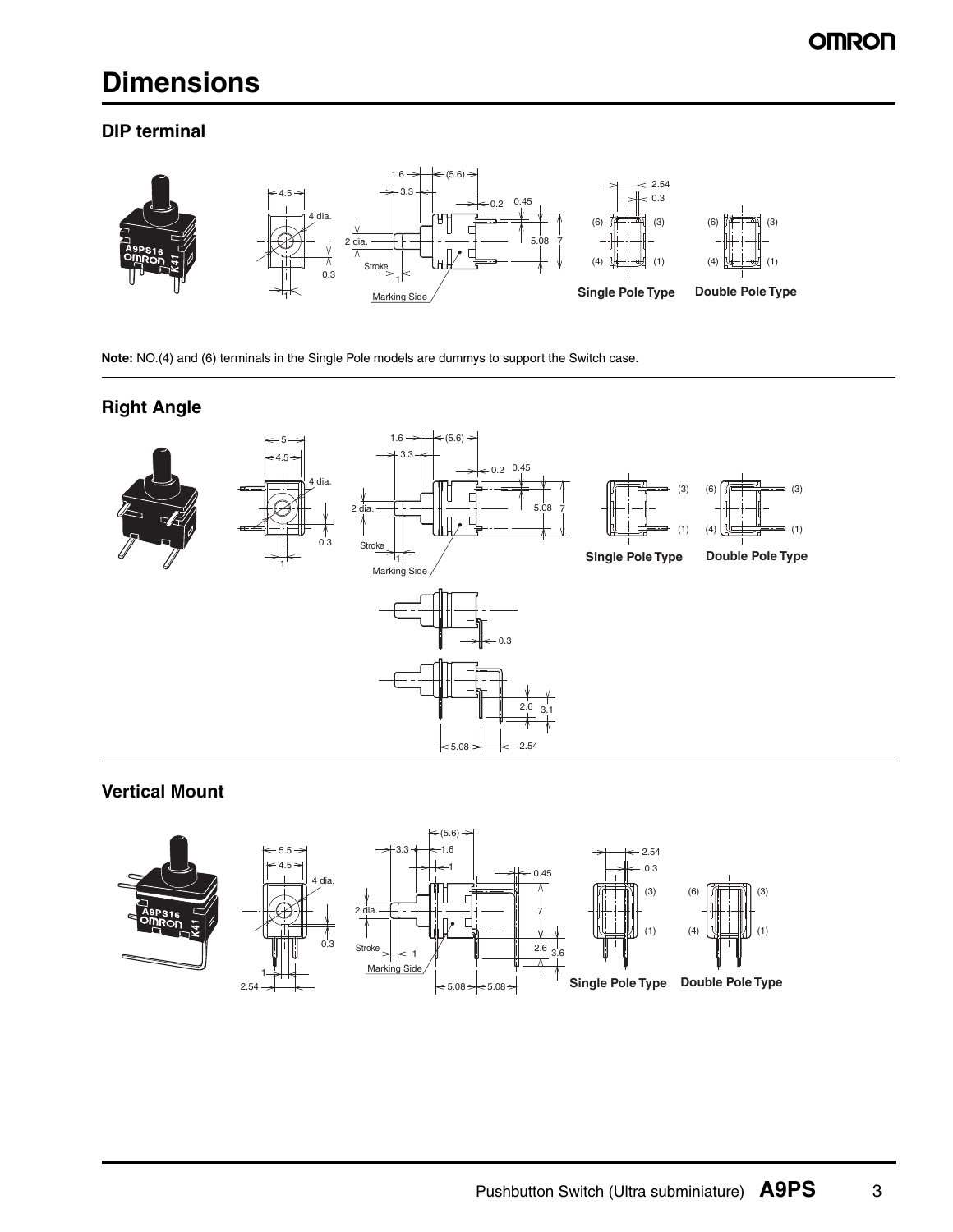# Dimensions

## DIP terminal

Single Pole Type

Double Pole Type

**Note:** NO.(4) and (6) terminals in the Single Pole models are dummys to support the Switch case.

## Right Angle

Single Pole Type

Double Pole Type

## Vertical Mount

Single Pole Type

Double Pole Type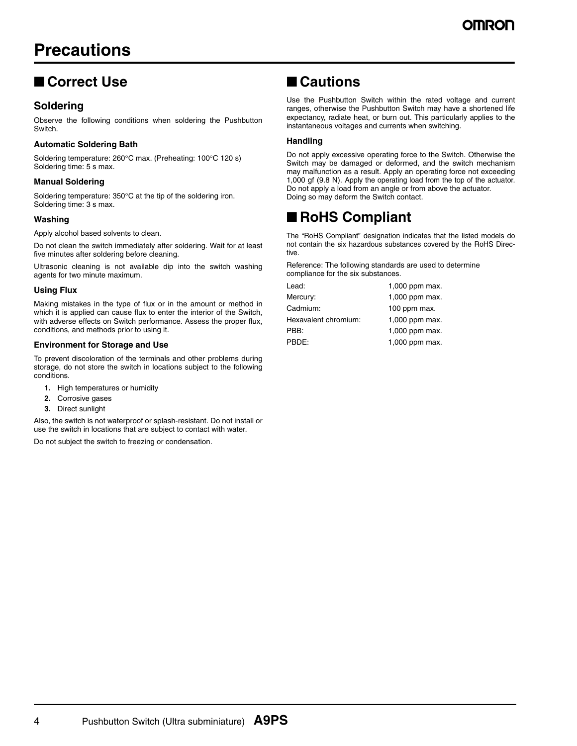# Precautions

## ■ Correct Use

### Soldering

Observe the following conditions when soldering the Pushbutton Switch.

#### Automatic Soldering Bath

Soldering temperature: 260°C max. (Preheating: 100°C 120 s)
Soldering time: 5 s max.

#### Manual Soldering

Soldering temperature: 350°C at the tip of the soldering iron.
Soldering time: 3 s max.

#### Washing

Apply alcohol based solvents to clean.

Do not clean the switch immediately after soldering. Wait for at least five minutes after soldering before cleaning.

Ultrasonic cleaning is not available dip into the switch washing agents for two minute maximum.

#### Using Flux

Making mistakes in the type of flux or in the amount or method in which it is applied can cause flux to enter the interior of the Switch, with adverse effects on Switch performance. Assess the proper flux, conditions, and methods prior to using it.

#### Environment for Storage and Use

To prevent discoloration of the terminals and other problems during storage, do not store the switch in locations subject to the following conditions.

1. High temperatures or humidity
2. Corrosive gases
3. Direct sunlight

Also, the switch is not waterproof or splash-resistant. Do not install or use the switch in locations that are subject to contact with water.

Do not subject the switch to freezing or condensation.

## ■ Cautions

Use the Pushbutton Switch within the rated voltage and current ranges, otherwise the Pushbutton Switch may have a shortened life expectancy, radiate heat, or burn out. This particularly applies to the instantaneous voltages and currents when switching.

#### Handling

Do not apply excessive operating force to the Switch. Otherwise the Switch may be damaged or deformed, and the switch mechanism may malfunction as a result. Apply an operating force not exceeding 1,000 gf (9.8 N). Apply the operating load from the top of the actuator. Do not apply a load from an angle or from above the actuator.
Doing so may deform the Switch contact.

## ■ RoHS Compliant

The "RoHS Compliant" designation indicates that the listed models do not contain the six hazardous substances covered by the RoHS Directive.

Reference: The following standards are used to determine compliance for the six substances.

| | |
|---|---|
| Lead: | 1,000 ppm max. |
| Mercury: | 1,000 ppm max. |
| Cadmium: | 100 ppm max. |
| Hexavalent chromium: | 1,000 ppm max. |
| PBB: | 1,000 ppm max. |
| PBDE: | 1,000 ppm max. |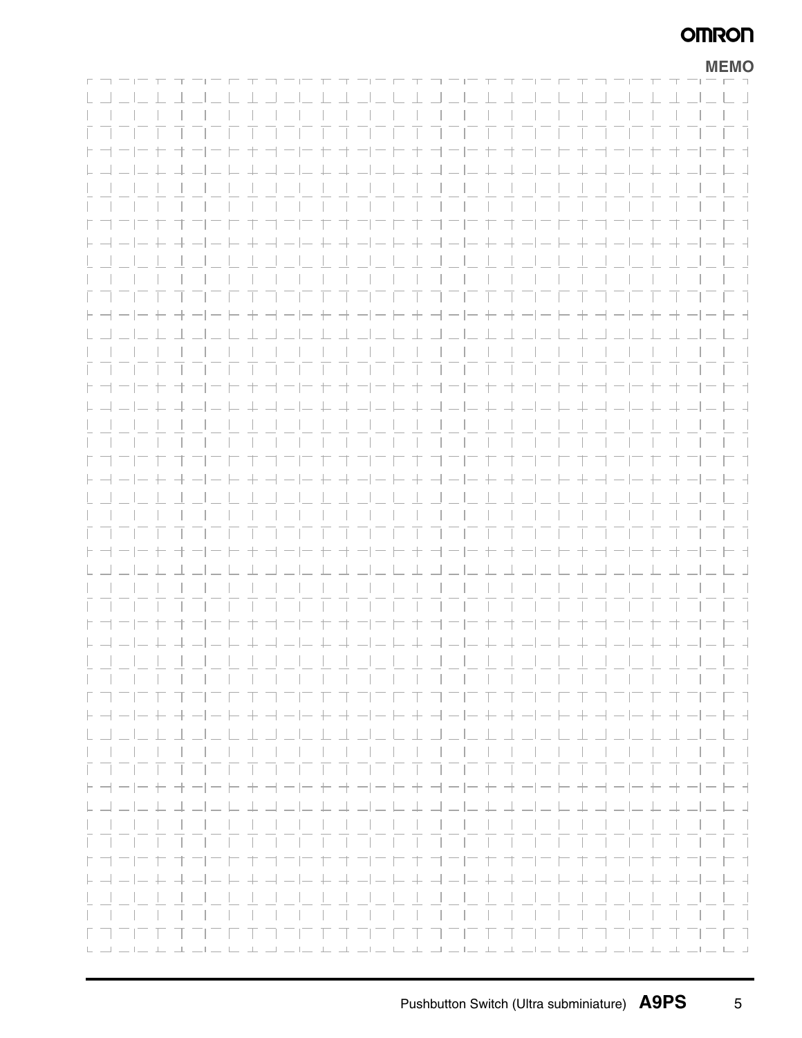**MEMO**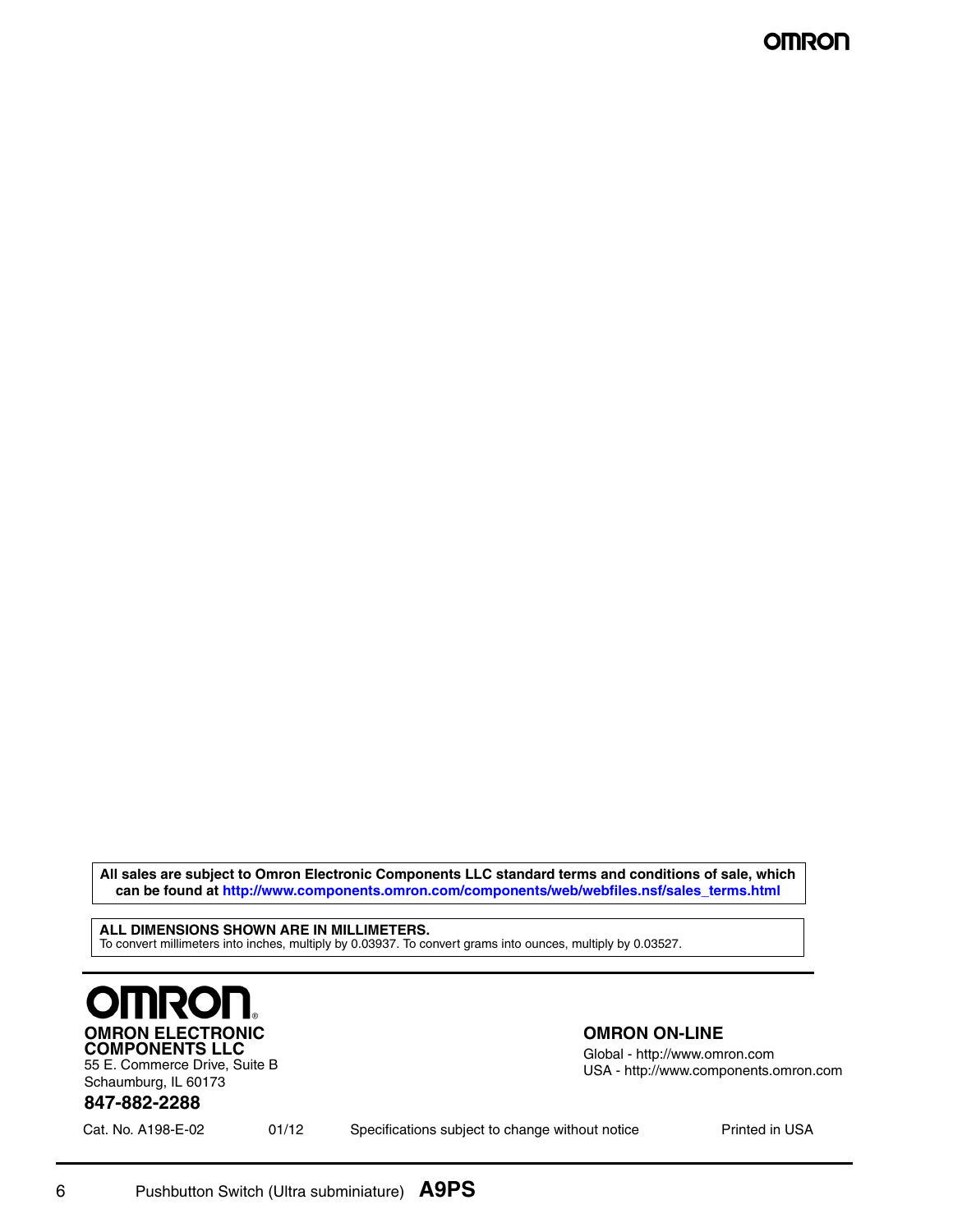**All sales are subject to Omron Electronic Components LLC standard terms and conditions of sale, which can be found at http://www.components.omron.com/components/web/webfiles.nsf/sales_terms.html**

**ALL DIMENSIONS SHOWN ARE IN MILLIMETERS.**
To convert millimeters into inches, multiply by 0.03937. To convert grams into ounces, multiply by 0.03527.

**OMRON ELECTRONIC COMPONENTS LLC**
55 E. Commerce Drive, Suite B
Schaumburg, IL 60173

**847-882-2288**

**OMRON ON-LINE**
Global - http://www.omron.com
USA - http://www.components.omron.com

Cat. No. A198-E-02 01/12 Specifications subject to change without notice Printed in USA